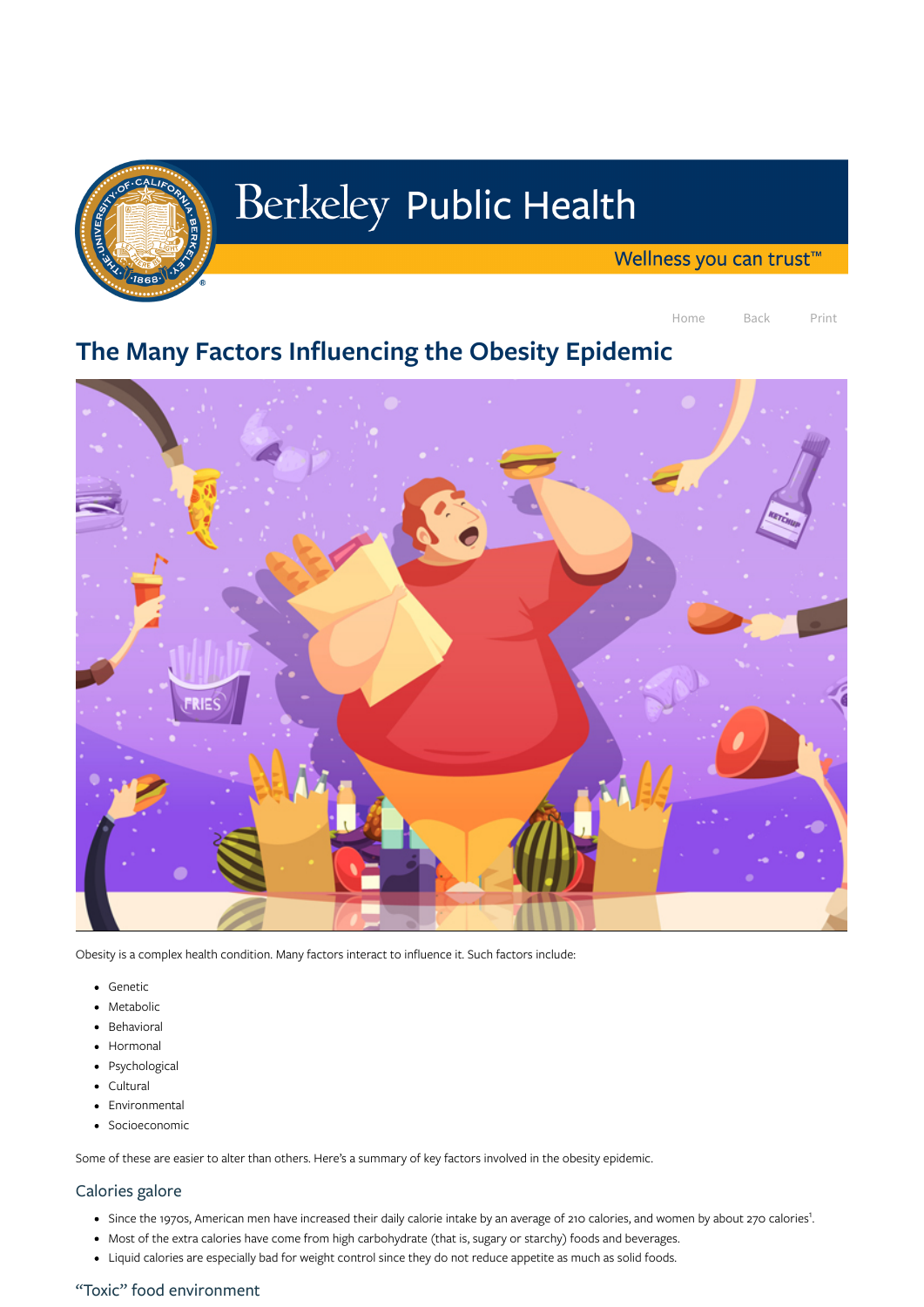# The Many Factors Influencing the Obesity Epidemic

Obesity is a complex health condition. Many factors interact to influence it. Such factors include:

- Genetic
- Metabolic
- Behavioral
- Hormonal
- Psychological
- Cultural
- Environmental
- Socioeconomic

Some of these are easier to alter than others. Here's a summary of key factors involved in the obesity epidemic.

## Calories galore

- Since the 1970s, American men have increased their daily calorie intake by an average of 210 calories, and women by about 270 calories[1].
- Most of the extra calories have come from high carbohydrate (that is, sugary or starchy) foods and beverages.
- Liquid calories are especially bad for weight control since they do not reduce appetite as much as solid foods.

## "Toxic" food environment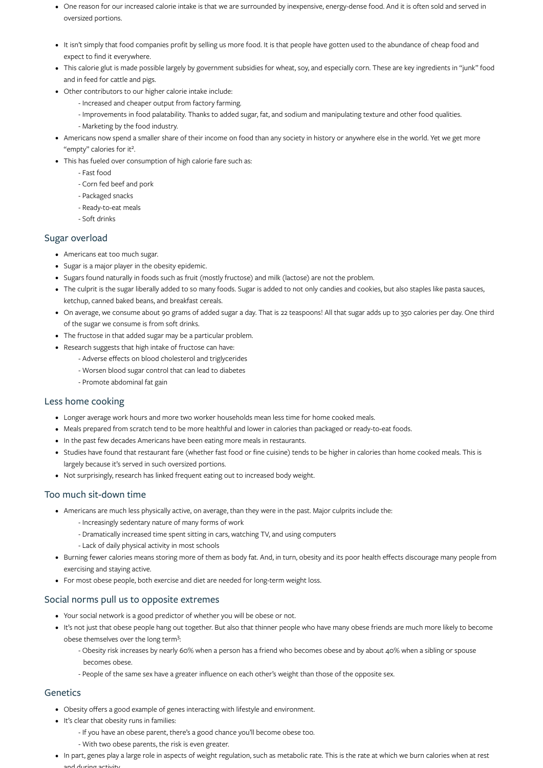- One reason for our increased calorie intake is that we are surrounded by inexpensive, energy-dense food. And it is often sold and served in oversized portions.

- It isn't simply that food companies profit by selling us more food. It is that people have gotten used to the abundance of cheap food and expect to find it everywhere.
- This calorie glut is made possible largely by government subsidies for wheat, soy, and especially corn. These are key ingredients in "junk" food and in feed for cattle and pigs.
- Other contributors to our higher calorie intake include:
  - Increased and cheaper output from factory farming.
  - Improvements in food palatability. Thanks to added sugar, fat, and sodium and manipulating texture and other food qualities.
  - Marketing by the food industry.
- Americans now spend a smaller share of their income on food than any society in history or anywhere else in the world. Yet we get more "empty" calories for it[2].
- This has fueled over consumption of high calorie fare such as:
  - Fast food
  - Corn fed beef and pork
  - Packaged snacks
  - Ready-to-eat meals
  - Soft drinks

## Sugar overload

- Americans eat too much sugar.
- Sugar is a major player in the obesity epidemic.
- Sugars found naturally in foods such as fruit (mostly fructose) and milk (lactose) are not the problem.
- The culprit is the sugar liberally added to so many foods. Sugar is added to not only candies and cookies, but also staples like pasta sauces, ketchup, canned baked beans, and breakfast cereals.
- On average, we consume about 90 grams of added sugar a day. That is 22 teaspoons! All that sugar adds up to 350 calories per day. One third of the sugar we consume is from soft drinks.
- The fructose in that added sugar may be a particular problem.
- Research suggests that high intake of fructose can have:
  - Adverse effects on blood cholesterol and triglycerides
  - Worsen blood sugar control that can lead to diabetes
  - Promote abdominal fat gain

## Less home cooking

- Longer average work hours and more two worker households mean less time for home cooked meals.
- Meals prepared from scratch tend to be more healthful and lower in calories than packaged or ready-to-eat foods.
- In the past few decades Americans have been eating more meals in restaurants.
- Studies have found that restaurant fare (whether fast food or fine cuisine) tends to be higher in calories than home cooked meals. This is largely because it's served in such oversized portions.
- Not surprisingly, research has linked frequent eating out to increased body weight.

## Too much sit-down time

- Americans are much less physically active, on average, than they were in the past. Major culprits include the:
  - Increasingly sedentary nature of many forms of work
  - Dramatically increased time spent sitting in cars, watching TV, and using computers
  - Lack of daily physical activity in most schools
- Burning fewer calories means storing more of them as body fat. And, in turn, obesity and its poor health effects discourage many people from exercising and staying active.
- For most obese people, both exercise and diet are needed for long-term weight loss.

## Social norms pull us to opposite extremes

- Your social network is a good predictor of whether you will be obese or not.
- It's not just that obese people hang out together. But also that thinner people who have many obese friends are much more likely to become obese themselves over the long term[3]:
  - Obesity risk increases by nearly 60% when a person has a friend who becomes obese and by about 40% when a sibling or spouse becomes obese.
  - People of the same sex have a greater influence on each other's weight than those of the opposite sex.

## Genetics

- Obesity offers a good example of genes interacting with lifestyle and environment.
- It's clear that obesity runs in families:
  - If you have an obese parent, there's a good chance you'll become obese too.
  - With two obese parents, the risk is even greater.
- In part, genes play a large role in aspects of weight regulation, such as metabolic rate. This is the rate at which we burn calories when at rest and during activity.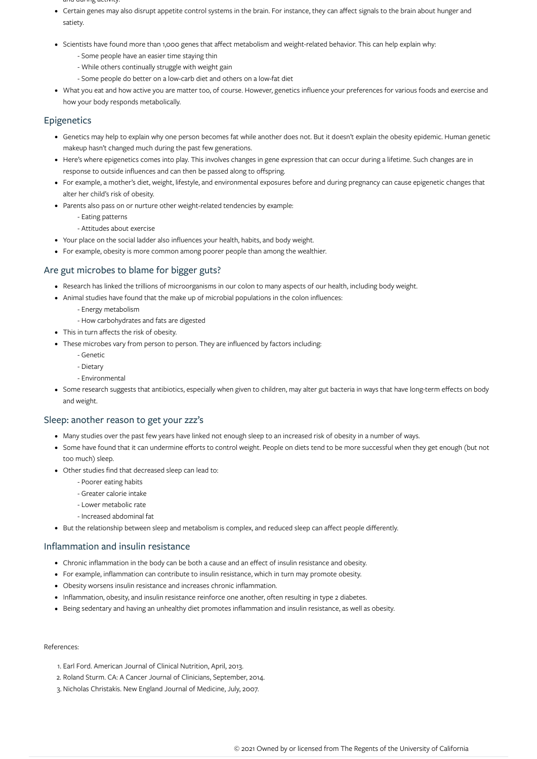and during activity.

- Certain genes may also disrupt appetite control systems in the brain. For instance, they can affect signals to the brain about hunger and satiety.

- Scientists have found more than 1,000 genes that affect metabolism and weight-related behavior. This can help explain why:
  - Some people have an easier time staying thin
  - While others continually struggle with weight gain
  - Some people do better on a low-carb diet and others on a low-fat diet
- What you eat and how active you are matter too, of course. However, genetics influence your preferences for various foods and exercise and how your body responds metabolically.

## Epigenetics

- Genetics may help to explain why one person becomes fat while another does not. But it doesn't explain the obesity epidemic. Human genetic makeup hasn't changed much during the past few generations.
- Here's where epigenetics comes into play. This involves changes in gene expression that can occur during a lifetime. Such changes are in response to outside influences and can then be passed along to offspring.
- For example, a mother's diet, weight, lifestyle, and environmental exposures before and during pregnancy can cause epigenetic changes that alter her child's risk of obesity.
- Parents also pass on or nurture other weight-related tendencies by example:
  - Eating patterns
  - Attitudes about exercise
- Your place on the social ladder also influences your health, habits, and body weight.
- For example, obesity is more common among poorer people than among the wealthier.

## Are gut microbes to blame for bigger guts?

- Research has linked the trillions of microorganisms in our colon to many aspects of our health, including body weight.
- Animal studies have found that the make up of microbial populations in the colon influences:
  - Energy metabolism
  - How carbohydrates and fats are digested
- This in turn affects the risk of obesity.
- These microbes vary from person to person. They are influenced by factors including:
  - Genetic
  - Dietary
  - Environmental
- Some research suggests that antibiotics, especially when given to children, may alter gut bacteria in ways that have long-term effects on body and weight.

## Sleep: another reason to get your zzz's

- Many studies over the past few years have linked not enough sleep to an increased risk of obesity in a number of ways.
- Some have found that it can undermine efforts to control weight. People on diets tend to be more successful when they get enough (but not too much) sleep.
- Other studies find that decreased sleep can lead to:
  - Poorer eating habits
  - Greater calorie intake
  - Lower metabolic rate
  - Increased abdominal fat
- But the relationship between sleep and metabolism is complex, and reduced sleep can affect people differently.

## Inflammation and insulin resistance

- Chronic inflammation in the body can be both a cause and an effect of insulin resistance and obesity.
- For example, inflammation can contribute to insulin resistance, which in turn may promote obesity.
- Obesity worsens insulin resistance and increases chronic inflammation.
- Inflammation, obesity, and insulin resistance reinforce one another, often resulting in type 2 diabetes.
- Being sedentary and having an unhealthy diet promotes inflammation and insulin resistance, as well as obesity.

References:

1. Earl Ford. American Journal of Clinical Nutrition, April, 2013.
2. Roland Sturm. CA: A Cancer Journal of Clinicians, September, 2014.
3. Nicholas Christakis. New England Journal of Medicine, July, 2007.

© 2021 Owned by or licensed from The Regents of the University of California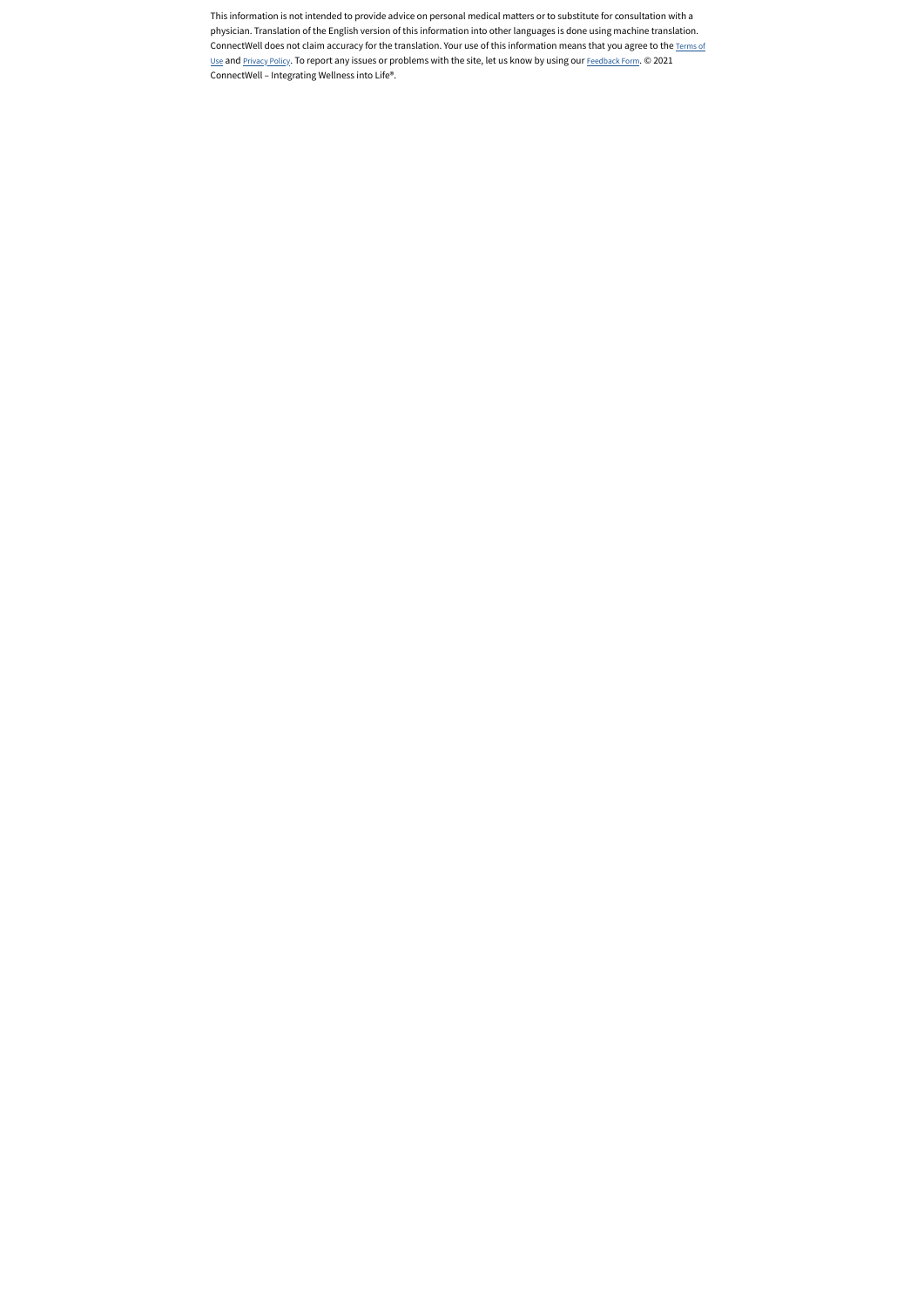This information is not intended to provide advice on personal medical matters or to substitute for consultation with a physician. Translation of the English version of this information into other languages is done using machine translation. ConnectWell does not claim accuracy for the translation. Your use of this information means that you agree to the Terms of Use and Privacy Policy. To report any issues or problems with the site, let us know by using our Feedback Form. © 2021 ConnectWell – Integrating Wellness into Life®.